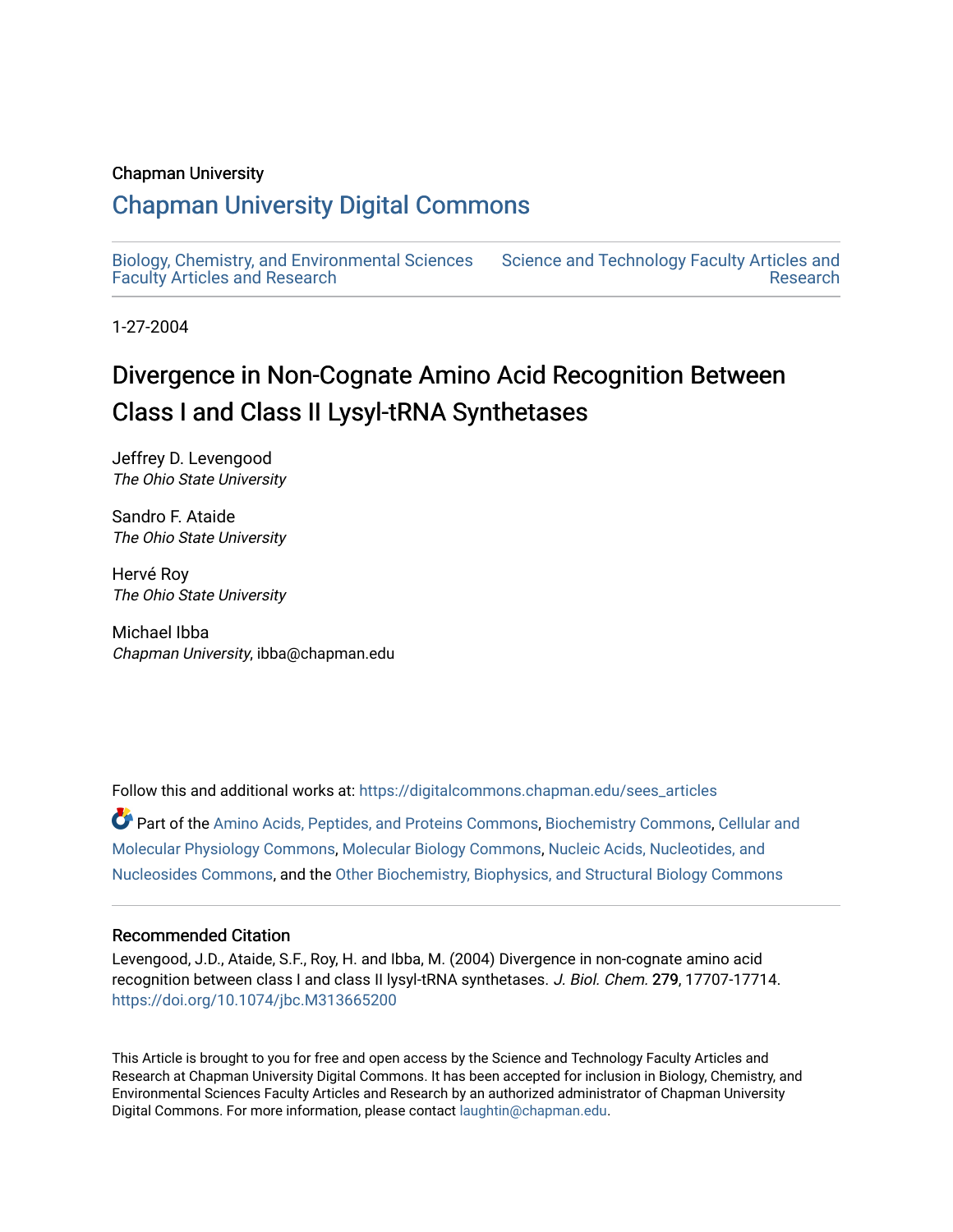Chapman University

# Chapman University Digital Commons

Biology, Chemistry, and Environmental Sciences Faculty Articles and Research

Science and Technology Faculty Articles and Research

1-27-2004

# Divergence in Non-Cognate Amino Acid Recognition Between Class I and Class II Lysyl-tRNA Synthetases

Jeffrey D. Levengood
*The Ohio State University*

Sandro F. Ataide
*The Ohio State University*

Hervé Roy
*The Ohio State University*

Michael Ibba
*Chapman University*, ibba@chapman.edu

Follow this and additional works at: https://digitalcommons.chapman.edu/sees_articles

Part of the Amino Acids, Peptides, and Proteins Commons, Biochemistry Commons, Cellular and Molecular Physiology Commons, Molecular Biology Commons, Nucleic Acids, Nucleotides, and Nucleosides Commons, and the Other Biochemistry, Biophysics, and Structural Biology Commons

## Recommended Citation

Levengood, J.D., Ataide, S.F., Roy, H. and Ibba, M. (2004) Divergence in non-cognate amino acid recognition between class I and class II lysyl-tRNA synthetases. *J. Biol. Chem.* 279, 17707-17714. https://doi.org/10.1074/jbc.M313665200

This Article is brought to you for free and open access by the Science and Technology Faculty Articles and Research at Chapman University Digital Commons. It has been accepted for inclusion in Biology, Chemistry, and Environmental Sciences Faculty Articles and Research by an authorized administrator of Chapman University Digital Commons. For more information, please contact laughtin@chapman.edu.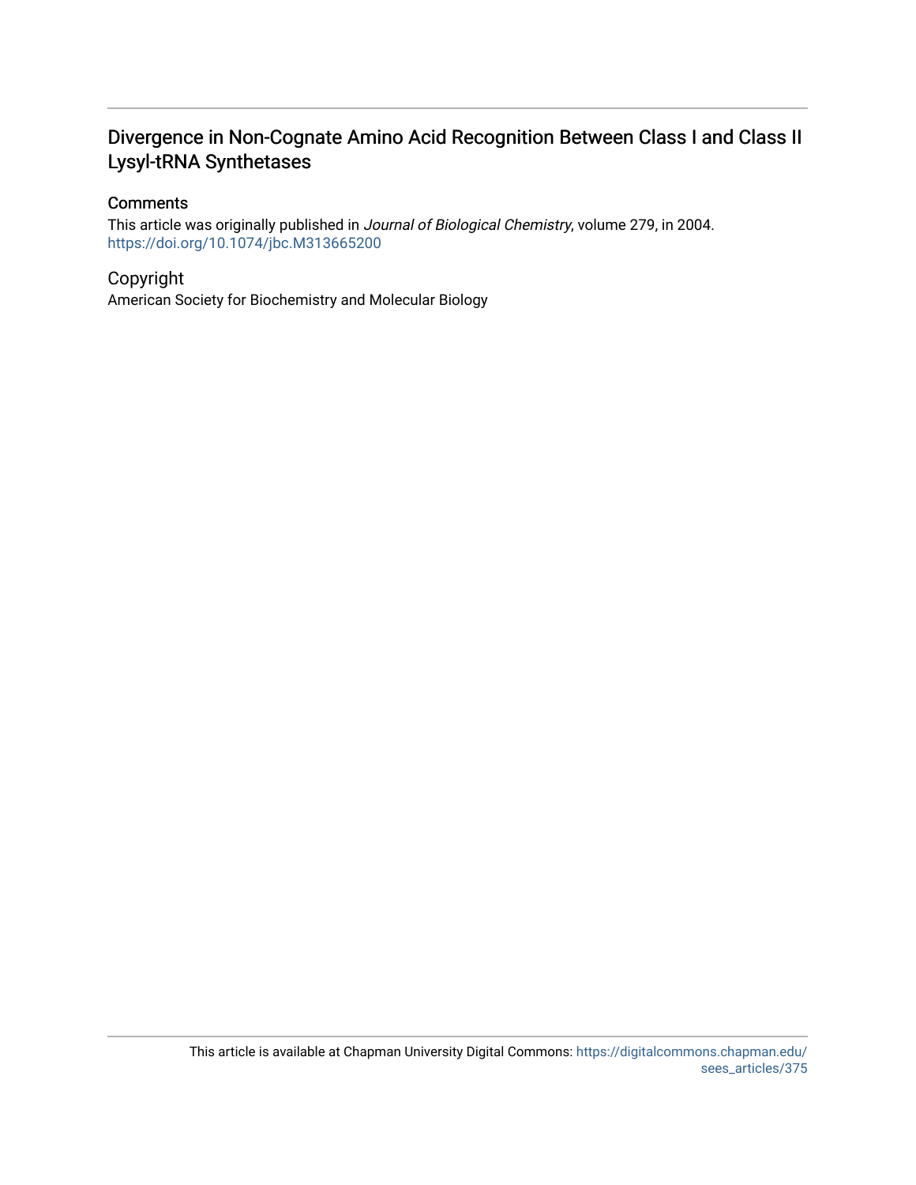# Divergence in Non-Cognate Amino Acid Recognition Between Class I and Class II Lysyl-tRNA Synthetases

## Comments

This article was originally published in *Journal of Biological Chemistry*, volume 279, in 2004. https://doi.org/10.1074/jbc.M313665200

## Copyright

American Society for Biochemistry and Molecular Biology

This article is available at Chapman University Digital Commons: https://digitalcommons.chapman.edu/sees_articles/375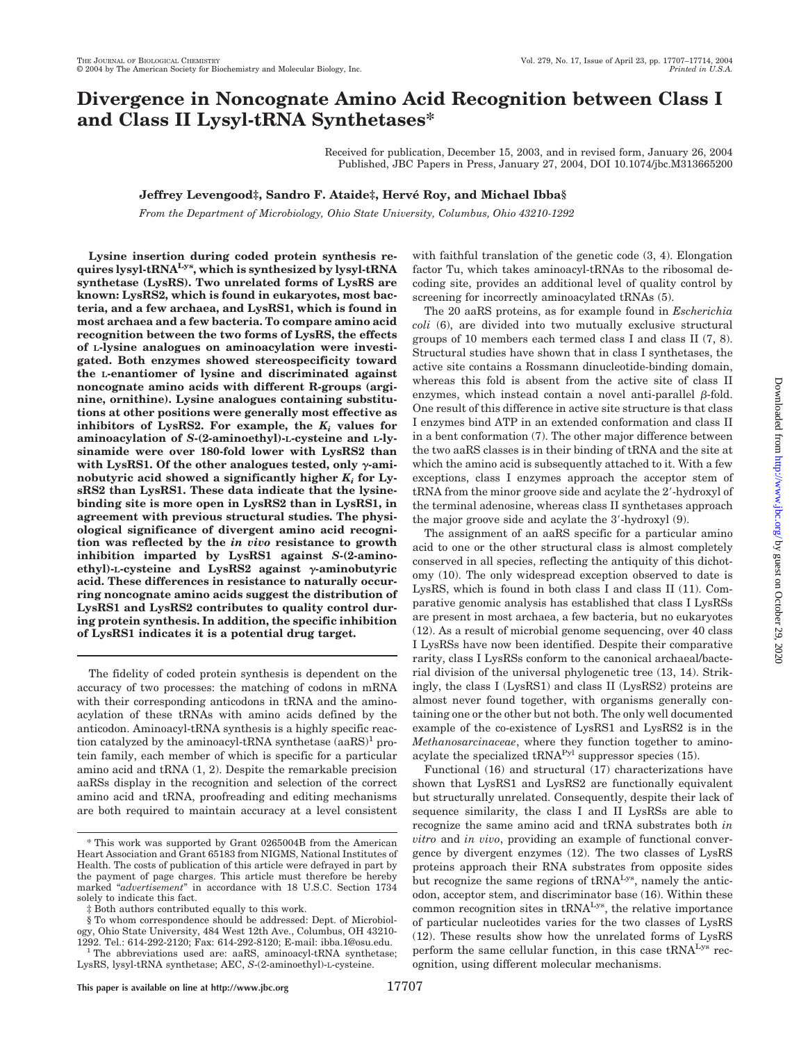# Divergence in Noncognate Amino Acid Recognition between Class I and Class II Lysyl-tRNA Synthetases*

Received for publication, December 15, 2003, and in revised form, January 26, 2004
Published, JBC Papers in Press, January 27, 2004, DOI 10.1074/jbc.M313665200

**Jeffrey Levengood‡, Sandro F. Ataide‡, Hervé Roy, and Michael Ibba§**

*From the Department of Microbiology, Ohio State University, Columbus, Ohio 43210-1292*

**Lysine insertion during coded protein synthesis requires lysyl-tRNA$^{Lys}$, which is synthesized by lysyl-tRNA synthetase (LysRS). Two unrelated forms of LysRS are known: LysRS2, which is found in eukaryotes, most bacteria, and a few archaea, and LysRS1, which is found in most archaea and a few bacteria. To compare amino acid recognition between the two forms of LysRS, the effects of L-lysine analogues on aminoacylation were investigated. Both enzymes showed stereospecificity toward the L-enantiomer of lysine and discriminated against noncognate amino acids with different R-groups (arginine, ornithine). Lysine analogues containing substitutions at other positions were generally most effective as inhibitors of LysRS2. For example, the $K_i$ values for aminoacylation of S-(2-aminoethyl)-L-cysteine and L-lysinamide were over 180-fold lower with LysRS2 than with LysRS1. Of the other analogues tested, only γ-aminobutyric acid showed a significantly higher $K_i$ for LysRS2 than LysRS1. These data indicate that the lysine-binding site is more open in LysRS2 than in LysRS1, in agreement with previous structural studies. The physiological significance of divergent amino acid recognition was reflected by the *in vivo* resistance to growth inhibition imparted by LysRS1 against S-(2-aminoethyl)-L-cysteine and LysRS2 against γ-aminobutyric acid. These differences in resistance to naturally occurring noncognate amino acids suggest the distribution of LysRS1 and LysRS2 contributes to quality control during protein synthesis. In addition, the specific inhibition of LysRS1 indicates it is a potential drug target.**

The fidelity of coded protein synthesis is dependent on the accuracy of two processes: the matching of codons in mRNA with their corresponding anticodons in tRNA and the aminoacylation of these tRNAs with amino acids defined by the anticodon. Aminoacyl-tRNA synthesis is a highly specific reaction catalyzed by the aminoacyl-tRNA synthetase (aaRS)[1] protein family, each member of which is specific for a particular amino acid and tRNA (1, 2). Despite the remarkable precision aaRSs display in the recognition and selection of the correct amino acid and tRNA, proofreading and editing mechanisms are both required to maintain accuracy at a level consistent with faithful translation of the genetic code (3, 4). Elongation factor Tu, which takes aminoacyl-tRNAs to the ribosomal decoding site, provides an additional level of quality control by screening for incorrectly aminoacylated tRNAs (5).

The 20 aaRS proteins, as for example found in *Escherichia coli* (6), are divided into two mutually exclusive structural groups of 10 members each termed class I and class II (7, 8). Structural studies have shown that in class I synthetases, the active site contains a Rossmann dinucleotide-binding domain, whereas this fold is absent from the active site of class II enzymes, which instead contain a novel anti-parallel β-fold. One result of this difference in active site structure is that class I enzymes bind ATP in an extended conformation and class II in a bent conformation (7). The other major difference between the two aaRS classes is in their binding of tRNA and the site at which the amino acid is subsequently attached to it. With a few exceptions, class I enzymes approach the acceptor stem of tRNA from the minor groove side and acylate the 2′-hydroxyl of the terminal adenosine, whereas class II synthetases approach the major groove side and acylate the 3′-hydroxyl (9).

The assignment of an aaRS specific for a particular amino acid to one or the other structural class is almost completely conserved in all species, reflecting the antiquity of this dichotomy (10). The only widespread exception observed to date is LysRS, which is found in both class I and class II (11). Comparative genomic analysis has established that class I LysRSs are present in most archaea, a few bacteria, but no eukaryotes (12). As a result of microbial genome sequencing, over 40 class I LysRSs have now been identified. Despite their comparative rarity, class I LysRSs conform to the canonical archaeal/bacterial division of the universal phylogenetic tree (13, 14). Strikingly, the class I (LysRS1) and class II (LysRS2) proteins are almost never found together, with organisms generally containing one or the other but not both. The only well documented example of the co-existence of LysRS1 and LysRS2 is in the *Methanosarcinaceae*, where they function together to aminoacylate the specialized tRNA$^{Pyl}$ suppressor species (15).

Functional (16) and structural (17) characterizations have shown that LysRS1 and LysRS2 are functionally equivalent but structurally unrelated. Consequently, despite their lack of sequence similarity, the class I and II LysRSs are able to recognize the same amino acid and tRNA substrates both *in vitro* and *in vivo*, providing an example of functional convergence by divergent enzymes (12). The two classes of LysRS proteins approach their RNA substrates from opposite sides but recognize the same regions of tRNA$^{Lys}$, namely the anticodon, acceptor stem, and discriminator base (16). Within these common recognition sites in tRNA$^{Lys}$, the relative importance of particular nucleotides varies for the two classes of LysRS (12). These results show how the unrelated forms of LysRS perform the same cellular function, in this case tRNA$^{Lys}$ recognition, using different molecular mechanisms.

---

* This work was supported by Grant 0265004B from the American Heart Association and Grant 65183 from NIGMS, National Institutes of Health. The costs of publication of this article were defrayed in part by the payment of page charges. This article must therefore be hereby marked "*advertisement*" in accordance with 18 U.S.C. Section 1734 solely to indicate this fact.

‡ Both authors contributed equally to this work.

§ To whom correspondence should be addressed: Dept. of Microbiology, Ohio State University, 484 West 12th Ave., Columbus, OH 43210-1292. Tel.: 614-292-2120; Fax: 614-292-8120; E-mail: ibba.1@osu.edu.

[1] The abbreviations used are: aaRS, aminoacyl-tRNA synthetase; LysRS, lysyl-tRNA synthetase; AEC, S-(2-aminoethyl)-L-cysteine.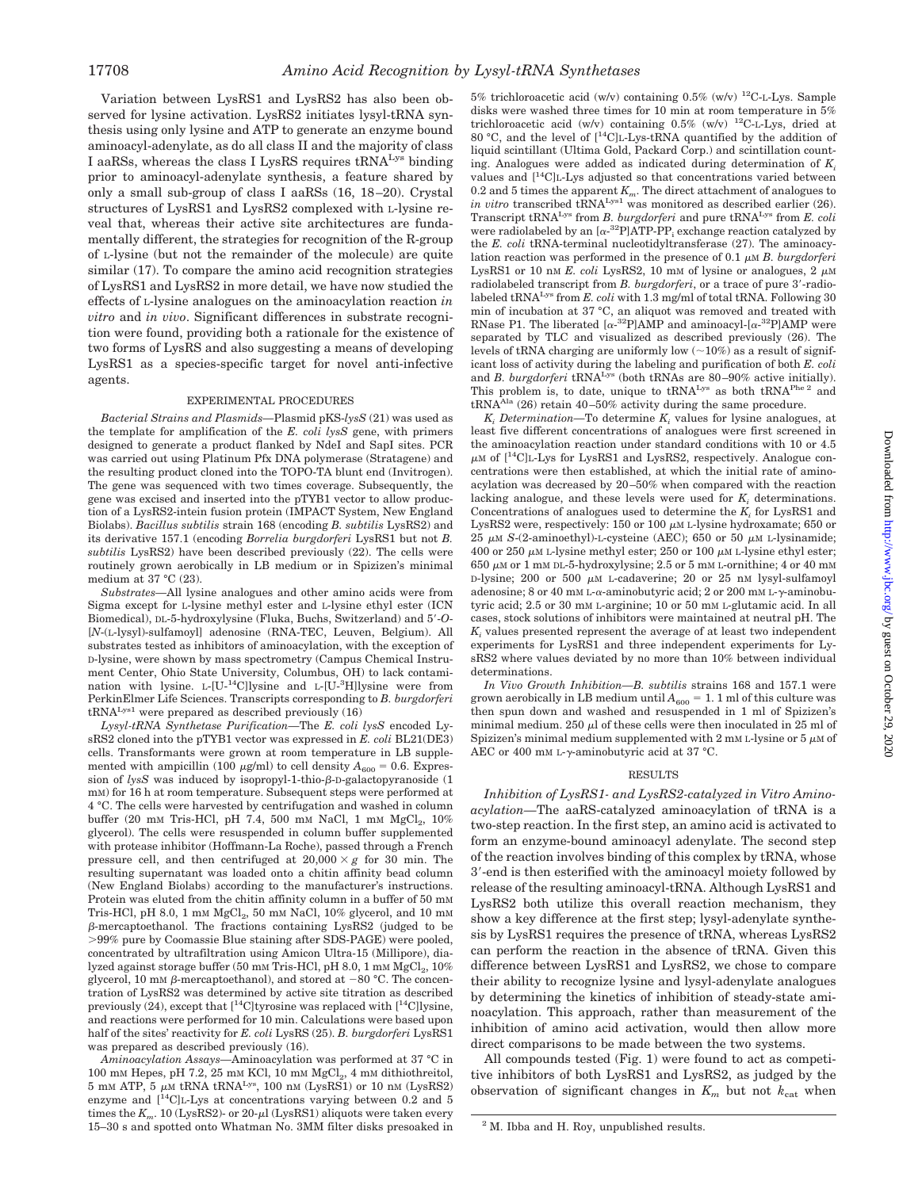Variation between LysRS1 and LysRS2 has also been observed for lysine activation. LysRS2 initiates lysyl-tRNA synthesis using only lysine and ATP to generate an enzyme bound aminoacyl-adenylate, as do all class II and the majority of class I aaRSs, whereas the class I LysRS requires $tRNA^{Lys}$ binding prior to aminoacyl-adenylate synthesis, a feature shared by only a small sub-group of class I aaRSs (16, 18–20). Crystal structures of LysRS1 and LysRS2 complexed with L-lysine reveal that, whereas their active site architectures are fundamentally different, the strategies for recognition of the R-group of L-lysine (but not the remainder of the molecule) are quite similar (17). To compare the amino acid recognition strategies of LysRS1 and LysRS2 in more detail, we have now studied the effects of L-lysine analogues on the aminoacylation reaction *in vitro* and *in vivo*. Significant differences in substrate recognition were found, providing both a rationale for the existence of two forms of LysRS and also suggesting a means of developing LysRS1 as a species-specific target for novel anti-infective agents.

## EXPERIMENTAL PROCEDURES

*Bacterial Strains and Plasmids*—Plasmid pKS-*lysS* (21) was used as the template for amplification of the *E. coli lysS* gene, with primers designed to generate a product flanked by NdeI and SapI sites. PCR was carried out using Platinum Pfx DNA polymerase (Stratagene) and the resulting product cloned into the TOPO-TA blunt end (Invitrogen). The gene was sequenced with two times coverage. Subsequently, the gene was excised and inserted into the pTYB1 vector to allow production of a LysRS2-intein fusion protein (IMPACT System, New England Biolabs). *Bacillus subtilis* strain 168 (encoding *B. subtilis* LysRS2) and its derivative 157.1 (encoding *Borrelia burgdorferi* LysRS1 but not *B. subtilis* LysRS2) have been described previously (22). The cells were routinely grown aerobically in LB medium or in Spizizen's minimal medium at 37 °C (23).

*Substrates*—All lysine analogues and other amino acids were from Sigma except for L-lysine methyl ester and L-lysine ethyl ester (ICN Biomedical), DL-5-hydroxylysine (Fluka, Buchs, Switzerland) and 5′-*O*-[*N*-(L-lysyl)-sulfamoyl] adenosine (RNA-TEC, Leuven, Belgium). All substrates tested as inhibitors of aminoacylation, with the exception of D-lysine, were shown by mass spectrometry (Campus Chemical Instrument Center, Ohio State University, Columbus, OH) to lack contamination with lysine. L-[U-$^{14}$C]lysine and L-[U-$^{3}$H]lysine were from PerkinElmer Life Sciences. Transcripts corresponding to *B. burgdorferi* $tRNA^{Lys1}$ were prepared as described previously (16)

*Lysyl-tRNA Synthetase Purification*—The *E. coli lysS* encoded LysRS2 cloned into the pTYB1 vector was expressed in *E. coli* BL21(DE3) cells. Transformants were grown at room temperature in LB supplemented with ampicillin (100 μg/ml) to cell density $A_{600}$ = 0.6. Expression of *lysS* was induced by isopropyl-1-thio-β-D-galactopyranoside (1 mM) for 16 h at room temperature. Subsequent steps were performed at 4 °C. The cells were harvested by centrifugation and washed in column buffer (20 mM Tris-HCl, pH 7.4, 500 mM NaCl, 1 mM $MgCl_2$, 10% glycerol). The cells were resuspended in column buffer supplemented with protease inhibitor (Hoffmann-La Roche), passed through a French pressure cell, and then centrifuged at 20,000 × *g* for 30 min. The resulting supernatant was loaded onto a chitin affinity bead column (New England Biolabs) according to the manufacturer's instructions. Protein was eluted from the chitin affinity column in a buffer of 50 mM Tris-HCl, pH 8.0, 1 mM $MgCl_2$, 50 mM NaCl, 10% glycerol, and 10 mM β-mercaptoethanol. The fractions containing LysRS2 (judged to be >99% pure by Coomassie Blue staining after SDS-PAGE) were pooled, concentrated by ultrafiltration using Amicon Ultra-15 (Millipore), dialyzed against storage buffer (50 mM Tris-HCl, pH 8.0, 1 mM $MgCl_2$, 10% glycerol, 10 mM β-mercaptoethanol), and stored at −80 °C. The concentration of LysRS2 was determined by active site titration as described previously (24), except that [$^{14}$C]tyrosine was replaced with [$^{14}$C]lysine, and reactions were performed for 10 min. Calculations were based upon half of the sites' reactivity for *E. coli* LysRS (25). *B. burgdorferi* LysRS1 was prepared as described previously (16).

*Aminoacylation Assays*—Aminoacylation was performed at 37 °C in 100 mM Hepes, pH 7.2, 25 mM KCl, 10 mM $MgCl_2$, 4 mM dithiothreitol, 5 mM ATP, 5 μM tRNA $tRNA^{Lys}$, 100 nM (LysRS1) or 10 nM (LysRS2) enzyme and [$^{14}$C]L-Lys at concentrations varying between 0.2 and 5 times the $K_m$. 10 (LysRS2)- or 20-μl (LysRS1) aliquots were taken every 15–30 s and spotted onto Whatman 3MM filter disks presoaked in 5% trichloroacetic acid (w/v) containing 0.5% (w/v) $^{12}$C-L-Lys. Sample disks were washed three times for 10 min at room temperature in 5% trichloroacetic acid (w/v) containing 0.5% (w/v) $^{12}$C-L-Lys, dried at 80 °C, and the level of [$^{14}$C]L-Lys-tRNA quantified by the addition of liquid scintillant (Ultima Gold, Packard Corp.) and scintillation counting. Analogues were added as indicated during determination of $K_i$ values and [$^{14}$C]L-Lys adjusted so that concentrations varied between 0.2 and 5 times the apparent $K_m$. The direct attachment of analogues to *in vitro* transcribed $tRNA^{Lys1}$ was monitored as described earlier (26). Transcript $tRNA^{Lys}$ from *B. burgdorferi* and pure $tRNA^{Lys}$ from *E. coli* were radiolabeled by an [α-$^{32}$P]ATP-$PP_i$ exchange reaction catalyzed by the *E. coli* tRNA-terminal nucleotidyltransferase (27). The aminoacylation reaction was performed in the presence of 0.1 μM *B. burgdorferi* LysRS1 or 10 nM *E. coli* LysRS2, 10 mM of lysine or analogues, 2 μM radiolabeled transcript from *B. burgdorferi*, or a trace of pure 3′-radiolabeled $tRNA^{Lys}$ from *E. coli* with 1.3 mg/ml of total tRNA. Following 30 min of incubation at 37 °C, an aliquot was removed and treated with RNase P1. The liberated [α-$^{32}$P]AMP and aminoacyl-[α-$^{32}$P]AMP were separated by TLC and visualized as described previously (26). The levels of tRNA charging are uniformly low (~10%) as a result of significant loss of activity during the labeling and purification of both *E. coli* and *B. burgdorferi* $tRNA^{Lys}$ (both tRNAs are 80–90% active initially). This problem is, to date, unique to $tRNA^{Lys}$ as both $tRNA^{Phe}$ [2] and $tRNA^{Ala}$ (26) retain 40–50% activity during the same procedure.

*$K_i$ Determination*—To determine $K_i$ values for lysine analogues, at least five different concentrations of analogues were first screened in the aminoacylation reaction under standard conditions with 10 or 4.5 μM of [$^{14}$C]L-Lys for LysRS1 and LysRS2, respectively. Analogue concentrations were then established, at which the initial rate of aminoacylation was decreased by 20–50% when compared with the reaction lacking analogue, and these levels were used for $K_i$ determinations. Concentrations of analogues used to determine the $K_i$ for LysRS1 and LysRS2 were, respectively: 150 or 100 μM L-lysine hydroxamate; 650 or 25 μM *S*-(2-aminoethyl)-L-cysteine (AEC); 650 or 50 μM L-lysinamide; 400 or 250 μM L-lysine methyl ester; 250 or 100 μM L-lysine ethyl ester; 650 μM or 1 mM DL-5-hydroxylysine; 2.5 or 5 mM L-ornithine; 4 or 40 mM D-lysine; 200 or 500 μM L-cadaverine; 20 or 25 nM lysyl-sulfamoyl adenosine; 8 or 40 mM L-α-aminobutyric acid; 2 or 200 mM L-γ-aminobutyric acid; 2.5 or 30 mM L-arginine; 10 or 50 mM L-glutamic acid. In all cases, stock solutions of inhibitors were maintained at neutral pH. The $K_i$ values presented represent the average of at least two independent experiments for LysRS1 and three independent experiments for LysRS2 where values deviated by no more than 10% between individual determinations.

*In Vivo Growth Inhibition*—*B. subtilis* strains 168 and 157.1 were grown aerobically in LB medium until $A_{600}$ = 1. 1 ml of this culture was then spun down and washed and resuspended in 1 ml of Spizizen's minimal medium. 250 μl of these cells were then inoculated in 25 ml of Spizizen's minimal medium supplemented with 2 mM L-lysine or 5 μM of AEC or 400 mM L-γ-aminobutyric acid at 37 °C.

## RESULTS

*Inhibition of LysRS1- and LysRS2-catalyzed in Vitro Aminoacylation*—The aaRS-catalyzed aminoacylation of tRNA is a two-step reaction. In the first step, an amino acid is activated to form an enzyme-bound aminoacyl adenylate. The second step of the reaction involves binding of this complex by tRNA, whose 3′-end is then esterified with the aminoacyl moiety followed by release of the resulting aminoacyl-tRNA. Although LysRS1 and LysRS2 both utilize this overall reaction mechanism, they show a key difference at the first step; lysyl-adenylate synthesis by LysRS1 requires the presence of tRNA, whereas LysRS2 can perform the reaction in the absence of tRNA. Given this difference between LysRS1 and LysRS2, we chose to compare their ability to recognize lysine and lysyl-adenylate analogues by determining the kinetics of inhibition of steady-state aminoacylation. This approach, rather than measurement of the inhibition of amino acid activation, would then allow more direct comparisons to be made between the two systems.

All compounds tested (Fig. 1) were found to act as competitive inhibitors of both LysRS1 and LysRS2, as judged by the observation of significant changes in $K_m$ but not $k_{cat}$ when

[2] M. Ibba and H. Roy, unpublished results.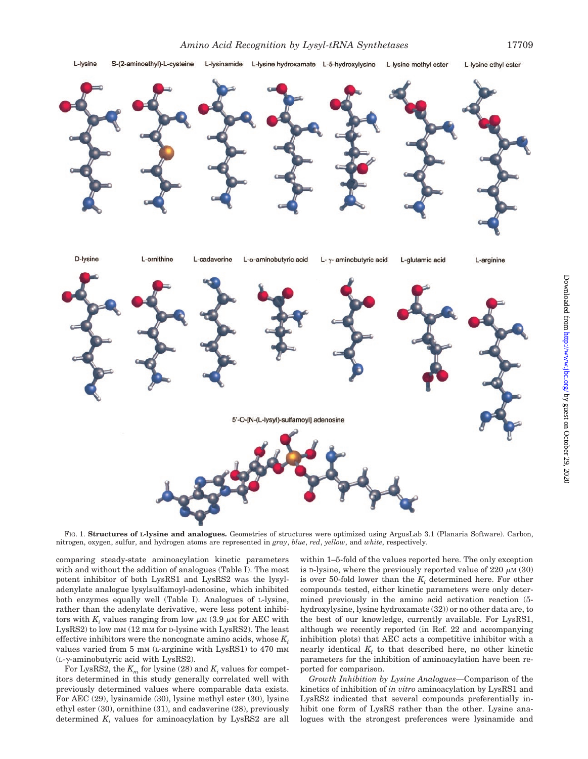FIG. 1. **Structures of L-lysine and analogues.** Geometries of structures were optimized using ArgusLab 3.1 (Planaria Software). Carbon, nitrogen, oxygen, sulfur, and hydrogen atoms are represented in *gray*, *blue*, *red*, *yellow*, and *white*, respectively.

comparing steady-state aminoacylation kinetic parameters with and without the addition of analogues (Table I). The most potent inhibitor of both LysRS1 and LysRS2 was the lysyl-adenylate analogue lysylsulfamoyl-adenosine, which inhibited both enzymes equally well (Table I). Analogues of L-lysine, rather than the adenylate derivative, were less potent inhibitors with $K_i$ values ranging from low $\mu$M (3.9 $\mu$M for AEC with LysRS2) to low mM (12 mM for D-lysine with LysRS2). The least effective inhibitors were the noncognate amino acids, whose $K_i$ values varied from 5 mM (L-arginine with LysRS1) to 470 mM (L-$\gamma$-aminobutyric acid with LysRS2).

For LysRS2, the $K_m$ for lysine (28) and $K_i$ values for competitors determined in this study generally correlated well with previously determined values where comparable data exists. For AEC (29), lysinamide (30), lysine methyl ester (30), lysine ethyl ester (30), ornithine (31), and cadaverine (28), previously determined $K_i$ values for aminoacylation by LysRS2 are all within 1–5-fold of the values reported here. The only exception is D-lysine, where the previously reported value of 220 $\mu$M (30) is over 50-fold lower than the $K_i$ determined here. For other compounds tested, either kinetic parameters were only determined previously in the amino acid activation reaction (5-hydroxylysine, lysine hydroxamate (32)) or no other data are, to the best of our knowledge, currently available. For LysRS1, although we recently reported (in Ref. 22 and accompanying inhibition plots) that AEC acts a competitive inhibitor with a nearly identical $K_i$ to that described here, no other kinetic parameters for the inhibition of aminoacylation have been reported for comparison.

*Growth Inhibition by Lysine Analogues*—Comparison of the kinetics of inhibition of *in vitro* aminoacylation by LysRS1 and LysRS2 indicated that several compounds preferentially inhibit one form of LysRS rather than the other. Lysine analogues with the strongest preferences were lysinamide and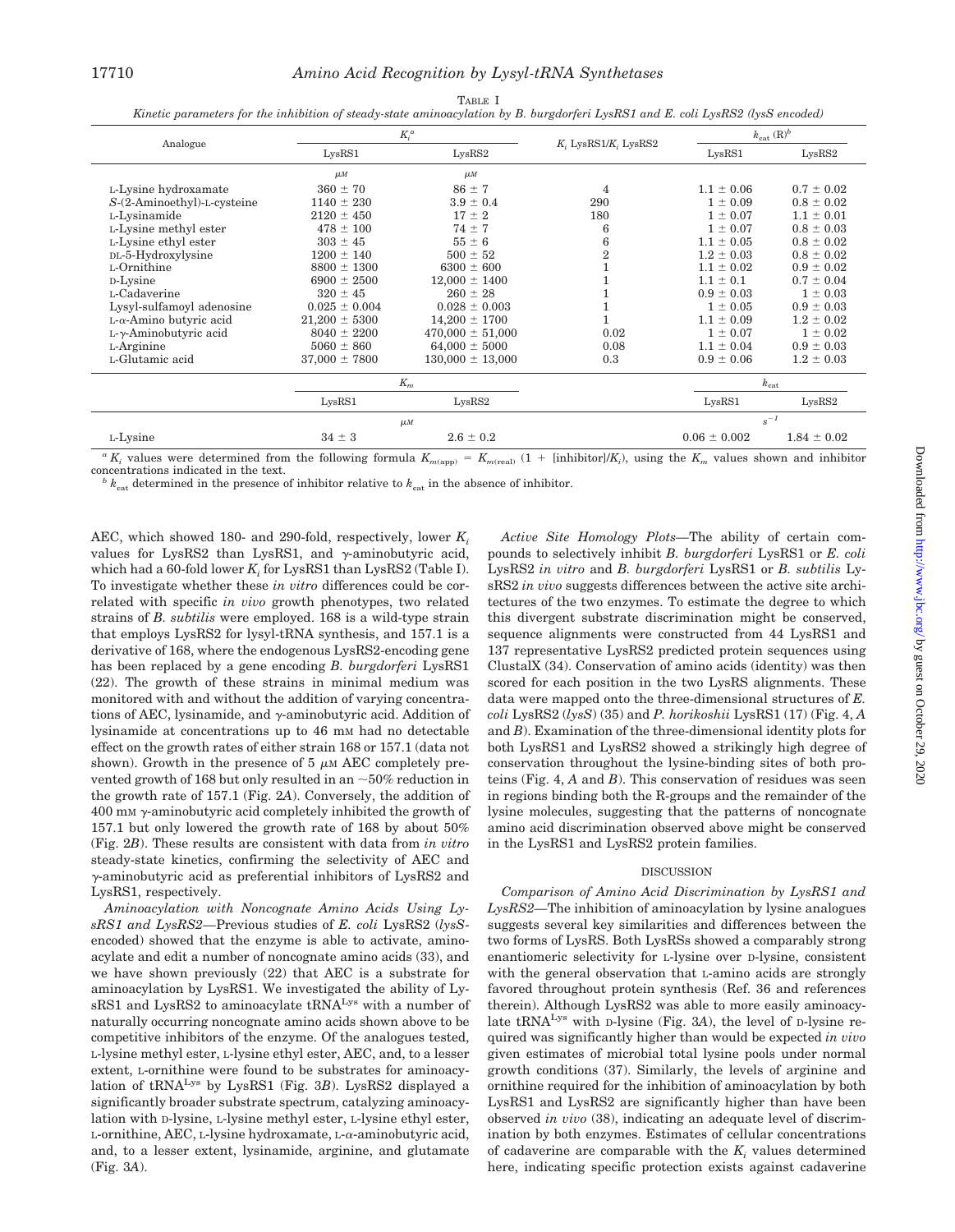TABLE I

*Kinetic parameters for the inhibition of steady-state aminoacylation by B. burgdorferi LysRS1 and E. coli LysRS2 (lysS encoded)*

| Analogue | $K_i$[a] | | $K_i$ LysRS1/$K_i$ LysRS2 | $k_{cat}$ (R)[b] | |
|---|---|---|---|---|---|
| | LysRS1 | LysRS2 | | LysRS1 | LysRS2 |
| | $\mu M$ | $\mu M$ | | | |
| L-Lysine hydroxamate | 360 ± 70 | 86 ± 7 | 4 | 1.1 ± 0.06 | 0.7 ± 0.02 |
| S-(2-Aminoethyl)-L-cysteine | 1140 ± 230 | 3.9 ± 0.4 | 290 | 1 ± 0.09 | 0.8 ± 0.02 |
| L-Lysinamide | 2120 ± 450 | 17 ± 2 | 180 | 1 ± 0.07 | 1.1 ± 0.01 |
| L-Lysine methyl ester | 478 ± 100 | 74 ± 7 | 6 | 1 ± 0.07 | 0.8 ± 0.03 |
| L-Lysine ethyl ester | 303 ± 45 | 55 ± 6 | 6 | 1.1 ± 0.05 | 0.8 ± 0.02 |
| DL-5-Hydroxylysine | 1200 ± 140 | 500 ± 52 | 2 | 1.2 ± 0.03 | 0.8 ± 0.02 |
| L-Ornithine | 8800 ± 1300 | 6300 ± 600 | 1 | 1.1 ± 0.02 | 0.9 ± 0.02 |
| D-Lysine | 6900 ± 2500 | 12,000 ± 1400 | 1 | 1.1 ± 0.1 | 0.7 ± 0.04 |
| L-Cadaverine | 320 ± 45 | 260 ± 28 | 1 | 0.9 ± 0.03 | 1 ± 0.03 |
| Lysyl-sulfamoyl adenosine | 0.025 ± 0.004 | 0.028 ± 0.003 | 1 | 1 ± 0.05 | 0.9 ± 0.03 |
| L-α-Amino butyric acid | 21,200 ± 5300 | 14,200 ± 1700 | 1 | 1.1 ± 0.09 | 1.2 ± 0.02 |
| L-γ-Aminobutyric acid | 8040 ± 2200 | 470,000 ± 51,000 | 0.02 | 1 ± 0.07 | 1 ± 0.02 |
| L-Arginine | 5060 ± 860 | 64,000 ± 500 | 0.08 | 1.1 ± 0.04 | 0.9 ± 0.03 |
| L-Glutamic acid | 37,000 ± 7800 | 130,000 ± 13,000 | 0.3 | 0.9 ± 0.06 | 1.2 ± 0.03 |
| | $K_m$ | | | $k_{cat}$ | |
| | LysRS1 | LysRS2 | | LysRS1 | LysRS2 |
| | $\mu M$ | | | $s^{-1}$ | |
| L-Lysine | 34 ± 3 | 2.6 ± 0.2 | | 0.06 ± 0.002 | 1.84 ± 0.02 |

[a] $K_i$ values were determined from the following formula $K_{m(\text{app})} = K_{m(\text{real})}\ (1 + [\text{inhibitor}]/K_i)$, using the $K_m$ values shown and inhibitor concentrations indicated in the text.

[b] $k_{cat}$ determined in the presence of inhibitor relative to $k_{cat}$ in the absence of inhibitor.

AEC, which showed 180- and 290-fold, respectively, lower $K_i$ values for LysRS2 than LysRS1, and γ-aminobutyric acid, which had a 60-fold lower $K_i$ for LysRS1 than LysRS2 (Table I). To investigate whether these *in vitro* differences could be correlated with specific *in vivo* growth phenotypes, two related strains of *B. subtilis* were employed. 168 is a wild-type strain that employs LysRS2 for lysyl-tRNA synthesis, and 157.1 is a derivative of 168, where the endogenous LysRS2-encoding gene has been replaced by a gene encoding *B. burgdorferi* LysRS1 (22). The growth of these strains in minimal medium was monitored with and without the addition of varying concentrations of AEC, lysinamide, and γ-aminobutyric acid. Addition of lysinamide at concentrations up to 46 mM had no detectable effect on the growth rates of either strain 168 or 157.1 (data not shown). Growth in the presence of 5 μM AEC completely prevented growth of 168 but only resulted in an ~50% reduction in the growth rate of 157.1 (Fig. 2*A*). Conversely, the addition of 400 mM γ-aminobutyric acid completely inhibited the growth of 157.1 but only lowered the growth rate of 168 by about 50% (Fig. 2*B*). These results are consistent with data from *in vitro* steady-state kinetics, confirming the selectivity of AEC and γ-aminobutyric acid as preferential inhibitors of LysRS2 and LysRS1, respectively.

*Aminoacylation with Noncognate Amino Acids Using LysRS1 and LysRS2*—Previous studies of *E. coli* LysRS2 (*lysS*-encoded) showed that the enzyme is able to activate, aminoacylate and edit a number of noncognate amino acids (33), and we have shown previously (22) that AEC is a substrate for aminoacylation by LysRS1. We investigated the ability of LysRS1 and LysRS2 to aminoacylate $tRNA^{Lys}$ with a number of naturally occurring noncognate amino acids shown above to be competitive inhibitors of the enzyme. Of the analogues tested, L-lysine methyl ester, L-lysine ethyl ester, AEC, and, to a lesser extent, L-ornithine were found to be substrates for aminoacylation of $tRNA^{Lys}$ by LysRS1 (Fig. 3*B*). LysRS2 displayed a significantly broader substrate spectrum, catalyzing aminoacylation with D-lysine, L-lysine methyl ester, L-lysine ethyl ester, L-ornithine, AEC, L-lysine hydroxamate, L-α-aminobutyric acid, and, to a lesser extent, lysinamide, arginine, and glutamate (Fig. 3*A*).

*Active Site Homology Plots*—The ability of certain compounds to selectively inhibit *B. burgdorferi* LysRS1 or *E. coli* LysRS2 *in vitro* and *B. burgdorferi* LysRS1 or *B. subtilis* LysRS2 *in vivo* suggests differences between the active site architectures of the two enzymes. To estimate the degree to which this divergent substrate discrimination might be conserved, sequence alignments were constructed from 44 LysRS1 and 137 representative LysRS2 predicted protein sequences using ClustalX (34). Conservation of amino acids (identity) was then scored for each position in the two LysRS alignments. These data were mapped onto the three-dimensional structures of *E. coli* LysRS2 (*lysS*) (35) and *P. horikoshii* LysRS1 (17) (Fig. 4, *A* and *B*). Examination of the three-dimensional identity plots for both LysRS1 and LysRS2 showed a strikingly high degree of conservation throughout the lysine-binding sites of both proteins (Fig. 4, *A* and *B*). This conservation of residues was seen in regions binding both the R-groups and the remainder of the lysine molecules, suggesting that the patterns of noncognate amino acid discrimination observed above might be conserved in the LysRS1 and LysRS2 protein families.

## DISCUSSION

*Comparison of Amino Acid Discrimination by LysRS1 and LysRS2*—The inhibition of aminoacylation by lysine analogues suggests several key similarities and differences between the two forms of LysRS. Both LysRSs showed a comparably strong enantiomeric selectivity for L-lysine over D-lysine, consistent with the general observation that L-amino acids are strongly favored throughout protein synthesis (Ref. 36 and references therein). Although LysRS2 was able to more easily aminoacylate $tRNA^{Lys}$ with D-lysine (Fig. 3*A*), the level of D-lysine required was significantly higher than would be expected *in vivo* given estimates of microbial total lysine pools under normal growth conditions (37). Similarly, the levels of arginine and ornithine required for the inhibition of aminoacylation by both LysRS1 and LysRS2 are significantly higher than have been observed *in vivo* (38), indicating an adequate level of discrimination by both enzymes. Estimates of cellular concentrations of cadaverine are comparable with the $K_i$ values determined here, indicating specific protection exists against cadaverine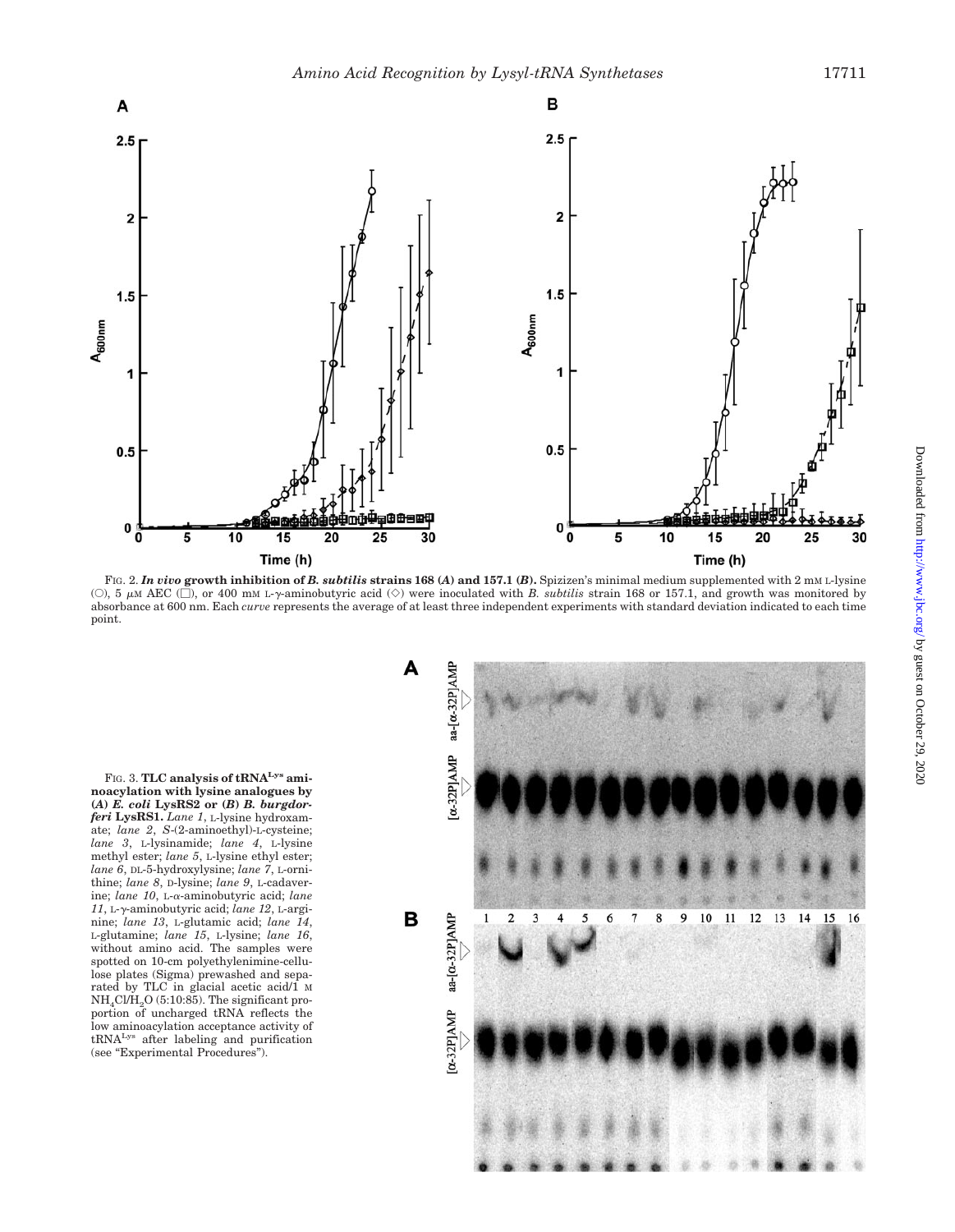FIG. 2. ***In vivo* growth inhibition of *B. subtilis* strains 168 (*A*) and 157.1 (*B*).** Spizizen's minimal medium supplemented with 2 mM L-lysine (○), 5 μM AEC (□), or 400 mM L-γ-aminobutyric acid (◇) were inoculated with *B. subtilis* strain 168 or 157.1, and growth was monitored by absorbance at 600 nm. Each *curve* represents the average of at least three independent experiments with standard deviation indicated to each time point.

FIG. 3. **TLC analysis of tRNA$^{Lys}$ aminoacylation with lysine analogues by (*A*) *E. coli* LysRS2 or (*B*) *B. burgdorferi* LysRS1.** *Lane 1*, L-lysine hydroxamate; *lane 2*, *S*-(2-aminoethyl)-L-cysteine; *lane 3*, L-lysinamide; *lane 4*, L-lysine methyl ester; *lane 5*, L-lysine ethyl ester; *lane 6*, DL-5-hydroxylysine; *lane 7*, L-ornithine; *lane 8*, D-lysine; *lane 9*, L-cadaverine; *lane 10*, L-α-aminobutyric acid; *lane 11*, L-γ-aminobutyric acid; *lane 12*, L-arginine; *lane 13*, L-glutamic acid; *lane 14*, L-glutamine; *lane 15*, L-lysine; *lane 16*, without amino acid. The samples were spotted on 10-cm polyethylenimine-cellulose plates (Sigma) prewashed and separated by TLC in glacial acetic acid/1 M $NH_4Cl/H_2O$ (5:10:85). The significant proportion of uncharged tRNA reflects the low aminoacylation acceptance activity of tRNA$^{Lys}$ after labeling and purification (see "Experimental Procedures").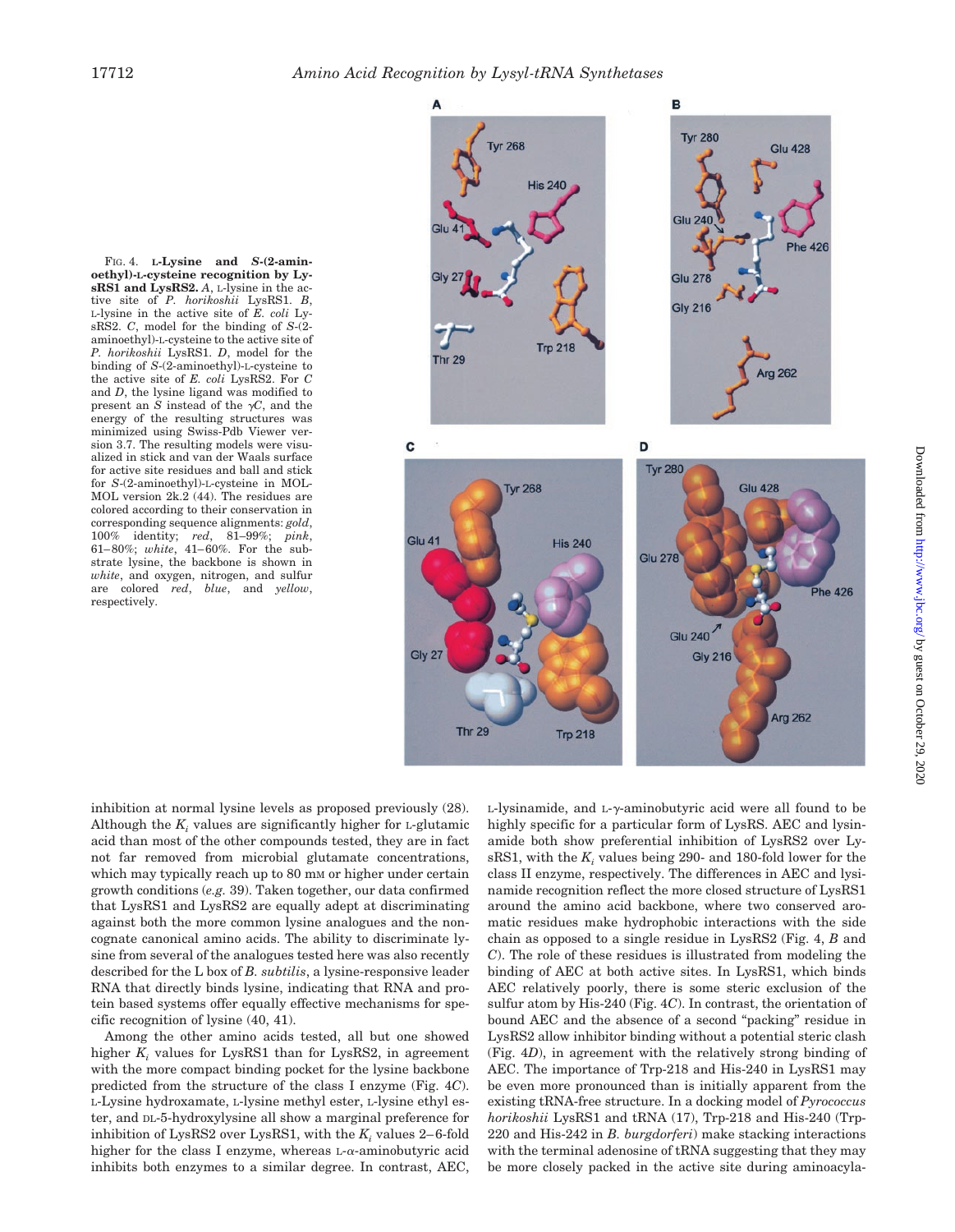FIG. 4. **L-Lysine and *S*-(2-aminoethyl)-L-cysteine recognition by LysRS1 and LysRS2.** *A*, L-lysine in the active site of *P. horikoshii* LysRS1. *B*, L-lysine in the active site of *E. coli* LysRS2. *C*, model for the binding of *S*-(2-aminoethyl)-L-cysteine to the active site of *P. horikoshii* LysRS1. *D*, model for the binding of *S*-(2-aminoethyl)-L-cysteine to the active site of *E. coli* LysRS2. For *C* and *D*, the lysine ligand was modified to present an *S* instead of the $\gamma C$, and the energy of the resulting structures was minimized using Swiss-Pdb Viewer version 3.7. The resulting models were visualized in stick and van der Waals surface for active site residues and ball and stick for *S*-(2-aminoethyl)-L-cysteine in MOLMOL version 2k.2 (44). The residues are colored according to their conservation in corresponding sequence alignments: *gold*, 100% identity; *red*, 81–99%; *pink*, 61–80%; *white*, 41–60%. For the substrate lysine, the backbone is shown in *white*, and oxygen, nitrogen, and sulfur are colored *red*, *blue*, and *yellow*, respectively.

inhibition at normal lysine levels as proposed previously (28). Although the $K_i$ values are significantly higher for L-glutamic acid than most of the other compounds tested, they are in fact not far removed from microbial glutamate concentrations, which may typically reach up to 80 mM or higher under certain growth conditions (*e.g.* 39). Taken together, our data confirmed that LysRS1 and LysRS2 are equally adept at discriminating against both the more common lysine analogues and the noncognate canonical amino acids. The ability to discriminate lysine from several of the analogues tested here was also recently described for the L box of *B. subtilis*, a lysine-responsive leader RNA that directly binds lysine, indicating that RNA and protein based systems offer equally effective mechanisms for specific recognition of lysine (40, 41).

Among the other amino acids tested, all but one showed higher $K_i$ values for LysRS1 than for LysRS2, in agreement with the more compact binding pocket for the lysine backbone predicted from the structure of the class I enzyme (Fig. 4*C*). L-Lysine hydroxamate, L-lysine methyl ester, L-lysine ethyl ester, and DL-5-hydroxylysine all show a marginal preference for inhibition of LysRS2 over LysRS1, with the $K_i$ values 2–6-fold higher for the class I enzyme, whereas L-$\alpha$-aminobutyric acid inhibits both enzymes to a similar degree. In contrast, AEC, L-lysinamide, and L-$\gamma$-aminobutyric acid were all found to be highly specific for a particular form of LysRS. AEC and lysinamide both show preferential inhibition of LysRS2 over LysRS1, with the $K_i$ values being 290- and 180-fold lower for the class II enzyme, respectively. The differences in AEC and lysinamide recognition reflect the more closed structure of LysRS1 around the amino acid backbone, where two conserved aromatic residues make hydrophobic interactions with the side chain as opposed to a single residue in LysRS2 (Fig. 4, *B* and *C*). The role of these residues is illustrated from modeling the binding of AEC at both active sites. In LysRS1, which binds AEC relatively poorly, there is some steric exclusion of the sulfur atom by His-240 (Fig. 4*C*). In contrast, the orientation of bound AEC and the absence of a second "packing" residue in LysRS2 allow inhibitor binding without a potential steric clash (Fig. 4*D*), in agreement with the relatively strong binding of AEC. The importance of Trp-218 and His-240 in LysRS1 may be even more pronounced than is initially apparent from the existing tRNA-free structure. In a docking model of *Pyrococcus horikoshii* LysRS1 and tRNA (17), Trp-218 and His-240 (Trp-220 and His-242 in *B. burgdorferi*) make stacking interactions with the terminal adenosine of tRNA suggesting that they may be more closely packed in the active site during aminoacyla-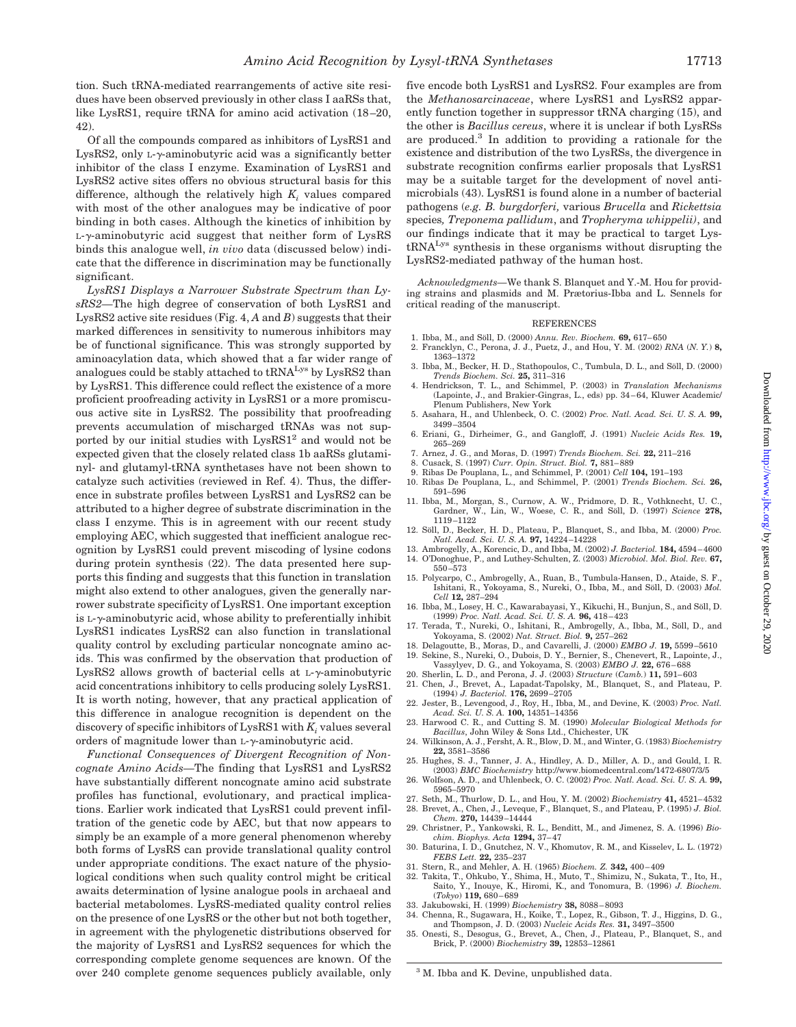tion. Such tRNA-mediated rearrangements of active site residues have been observed previously in other class I aaRSs that, like LysRS1, require tRNA for amino acid activation (18–20, 42).

Of all the compounds compared as inhibitors of LysRS1 and LysRS2, only L-γ-aminobutyric acid was a significantly better inhibitor of the class I enzyme. Examination of LysRS1 and LysRS2 active sites offers no obvious structural basis for this difference, although the relatively high $K_i$ values compared with most of the other analogues may be indicative of poor binding in both cases. Although the kinetics of inhibition by L-γ-aminobutyric acid suggest that neither form of LysRS binds this analogue well, *in vivo* data (discussed below) indicate that the difference in discrimination may be functionally significant.

*LysRS1 Displays a Narrower Substrate Spectrum than LysRS2*—The high degree of conservation of both LysRS1 and LysRS2 active site residues (Fig. 4, *A* and *B*) suggests that their marked differences in sensitivity to numerous inhibitors may be of functional significance. This was strongly supported by aminoacylation data, which showed that a far wider range of analogues could be stably attached to $tRNA^{Lys}$ by LysRS2 than by LysRS1. This difference could reflect the existence of a more proficient proofreading activity in LysRS1 or a more promiscuous active site in LysRS2. The possibility that proofreading prevents accumulation of mischarged tRNAs was not supported by our initial studies with LysRS1[2] and would not be expected given that the closely related class 1b aaRSs glutaminyl- and glutamyl-tRNA synthetases have not been shown to catalyze such activities (reviewed in Ref. 4). Thus, the difference in substrate profiles between LysRS1 and LysRS2 can be attributed to a higher degree of substrate discrimination in the class I enzyme. This is in agreement with our recent study employing AEC, which suggested that inefficient analogue recognition by LysRS1 could prevent miscoding of lysine codons during protein synthesis (22). The data presented here supports this finding and suggests that this function in translation might also extend to other analogues, given the generally narrower substrate specificity of LysRS1. One important exception is L-γ-aminobutyric acid, whose ability to preferentially inhibit LysRS1 indicates LysRS2 can also function in translational quality control by excluding particular noncognate amino acids. This was confirmed by the observation that production of LysRS2 allows growth of bacterial cells at L-γ-aminobutyric acid concentrations inhibitory to cells producing solely LysRS1. It is worth noting, however, that any practical application of this difference in analogue recognition is dependent on the discovery of specific inhibitors of LysRS1 with $K_i$ values several orders of magnitude lower than L-γ-aminobutyric acid.

*Functional Consequences of Divergent Recognition of Noncognate Amino Acids*—The finding that LysRS1 and LysRS2 have substantially different noncognate amino acid substrate profiles has functional, evolutionary, and practical implications. Earlier work indicated that LysRS1 could prevent infiltration of the genetic code by AEC, but that now appears to simply be an example of a more general phenomenon whereby both forms of LysRS can provide translational quality control under appropriate conditions. The exact nature of the physiological conditions when such quality control might be critical awaits determination of lysine analogue pools in archaeal and bacterial metabolomes. LysRS-mediated quality control relies on the presence of one LysRS or the other but not both together, in agreement with the phylogenetic distributions observed for the majority of LysRS1 and LysRS2 sequences for which the corresponding complete genome sequences are known. Of the over 240 complete genome sequences publicly available, only five encode both LysRS1 and LysRS2. Four examples are from the *Methanosarcinaceae*, where LysRS1 and LysRS2 apparently function together in suppressor tRNA charging (15), and the other is *Bacillus cereus*, where it is unclear if both LysRSs are produced.[3] In addition to providing a rationale for the existence and distribution of the two LysRSs, the divergence in substrate recognition confirms earlier proposals that LysRS1 may be a suitable target for the development of novel antimicrobials (43). LysRS1 is found alone in a number of bacterial pathogens (*e.g. B. burgdorferi,* various *Brucella* and *Rickettsia* species*, Treponema pallidum*, and *Tropheryma whippelii)*, and our findings indicate that it may be practical to target Lys-$tRNA^{Lys}$ synthesis in these organisms without disrupting the LysRS2-mediated pathway of the human host.

*Acknowledgments*—We thank S. Blanquet and Y.-M. Hou for providing strains and plasmids and M. Prætorius-Ibba and L. Sennels for critical reading of the manuscript.

## REFERENCES

1. Ibba, M., and Söll, D. (2000) *Annu. Rev. Biochem.* **69,** 617–650
2. Francklyn, C., Perona, J. J., Puetz, J., and Hou, Y. M. (2002) *RNA* (*N. Y.*) **8,** 1363–1372
3. Ibba, M., Becker, H. D., Stathopoulos, C., Tumbula, D. L., and Söll, D. (2000) *Trends Biochem. Sci.* **25,** 311–316
4. Hendrickson, T. L., and Schimmel, P. (2003) in *Translation Mechanisms* (Lapointe, J., and Brakier-Gingras, L., eds) pp. 34–64, Kluwer Academic/Plenum Publishers, New York
5. Asahara, H., and Uhlenbeck, O. C. (2002) *Proc. Natl. Acad. Sci. U. S. A.* **99,** 3499–3504
6. Eriani, G., Dirheimer, G., and Gangloff, J. (1991) *Nucleic Acids Res.* **19,** 265–269
7. Arnez, J. G., and Moras, D. (1997) *Trends Biochem. Sci.* **22,** 211–216
8. Cusack, S. (1997) *Curr. Opin. Struct. Biol.* **7,** 881–889
9. Ribas De Pouplana, L., and Schimmel, P. (2001) *Cell* **104,** 191–193
10. Ribas De Pouplana, L., and Schimmel, P. (2001) *Trends Biochem. Sci.* **26,** 591–596
11. Ibba, M., Morgan, S., Curnow, A. W., Pridmore, D. R., Vothknecht, U. C., Gardner, W., Lin, W., Woese, C. R., and Söll, D. (1997) *Science* **278,** 1119–1122
12. Söll, D., Becker, H. D., Plateau, P., Blanquet, S., and Ibba, M. (2000) *Proc. Natl. Acad. Sci. U. S. A.* **97,** 14224–14228
13. Ambrogelly, A., Korencic, D., and Ibba, M. (2002) *J. Bacteriol.* **184,** 4594–4600
14. O'Donoghue, P., and Luthey-Schulten, Z. (2003) *Microbiol. Mol. Biol. Rev.* **67,** 550–573
15. Polycarpo, C., Ambrogelly, A., Ruan, B., Tumbula-Hansen, D., Ataide, S. F., Ishitani, R., Yokoyama, S., Nureki, O., Ibba, M., and Söll, D. (2003) *Mol. Cell* **12,** 287–294
16. Ibba, M., Losey, H. C., Kawarabayasi, Y., Kikuchi, H., Bunjun, S., and Söll, D. (1999) *Proc. Natl. Acad. Sci. U. S. A.* **96,** 418–423
17. Terada, T., Nureki, O., Ishitani, R., Ambrogelly, A., Ibba, M., Söll, D., and Yokoyama, S. (2002) *Nat. Struct. Biol.* **9,** 257–262
18. Delagoutte, B., Moras, D., and Cavarelli, J. (2000) *EMBO J.* **19,** 5599–5610
19. Sekine, S., Nureki, O., Dubois, D. Y., Bernier, S., Chenevert, R., Lapointe, J., Vassylyev, D. G., and Yokoyama, S. (2003) *EMBO J.* **22,** 676–688
20. Sherlin, L. D., and Perona, J. J. (2003) *Structure* (*Camb.*) **11,** 591–603
21. Chen, J., Brevet, A., Lapadat-Tapolsky, M., Blanquet, S., and Plateau, P. (1994) *J. Bacteriol.* **176,** 2699–2705
22. Jester, B., Levengood, J., Roy, H., Ibba, M., and Devine, K. (2003) *Proc. Natl. Acad. Sci. U. S. A.* **100,** 14351–14356
23. Harwood C. R., and Cutting S. M. (1990) *Molecular Biological Methods for Bacillus*, John Wiley & Sons Ltd., Chichester, UK
24. Wilkinson, A. J., Fersht, A. R., Blow, D. M., and Winter, G. (1983) *Biochemistry* **22,** 3581–3586
25. Hughes, S. J., Tanner, J. A., Hindley, A. D., Miller, A. D., and Gould, I. R. (2003) *BMC Biochemistry* http://www.biomedcentral.com/1472-6807/3/5
26. Wolfson, A. D., and Uhlenbeck, O. C. (2002) *Proc. Natl. Acad. Sci. U. S. A.* **99,** 5965–5970
27. Seth, M., Thurlow, D. L., and Hou, Y. M. (2002) *Biochemistry* **41,** 4521–4532
28. Brevet, A., Chen, J., Leveque, F., Blanquet, S., and Plateau, P. (1995) *J. Biol. Chem.* **270,** 14439–14444
29. Christner, P., Yankowski, R. L., Benditt, M., and Jimenez, S. A. (1996) *Biochim. Biophys. Acta* **1294,** 37–47
30. Baturina, I. D., Gnutchez, N. V., Khomutov, R. M., and Kisselev, L. L. (1972) *FEBS Lett.* **22,** 235–237
31. Stern, R., and Mehler, A. H. (1965) *Biochem. Z.* **342,** 400–409
32. Takita, T., Ohkubo, Y., Shima, H., Muto, T., Shimizu, N., Sukata, T., Ito, H., Saito, Y., Inouye, K., Hiromi, K., and Tonomura, B. (1996) *J. Biochem.* (*Tokyo*) **119,** 680–689
33. Jakubowski, H. (1999) *Biochemistry* **38,** 8088–8093
34. Chenna, R., Sugawara, H., Koike, T., Lopez, R., Gibson, T. J., Higgins, D. G., and Thompson, J. D. (2003) *Nucleic Acids Res.* **31,** 3497–3500
35. Onesti, S., Desogus, G., Brevet, A., Chen, J., Plateau, P., Blanquet, S., and Brick, P. (2000) *Biochemistry* **39,** 12853–12861

[3] M. Ibba and K. Devine, unpublished data.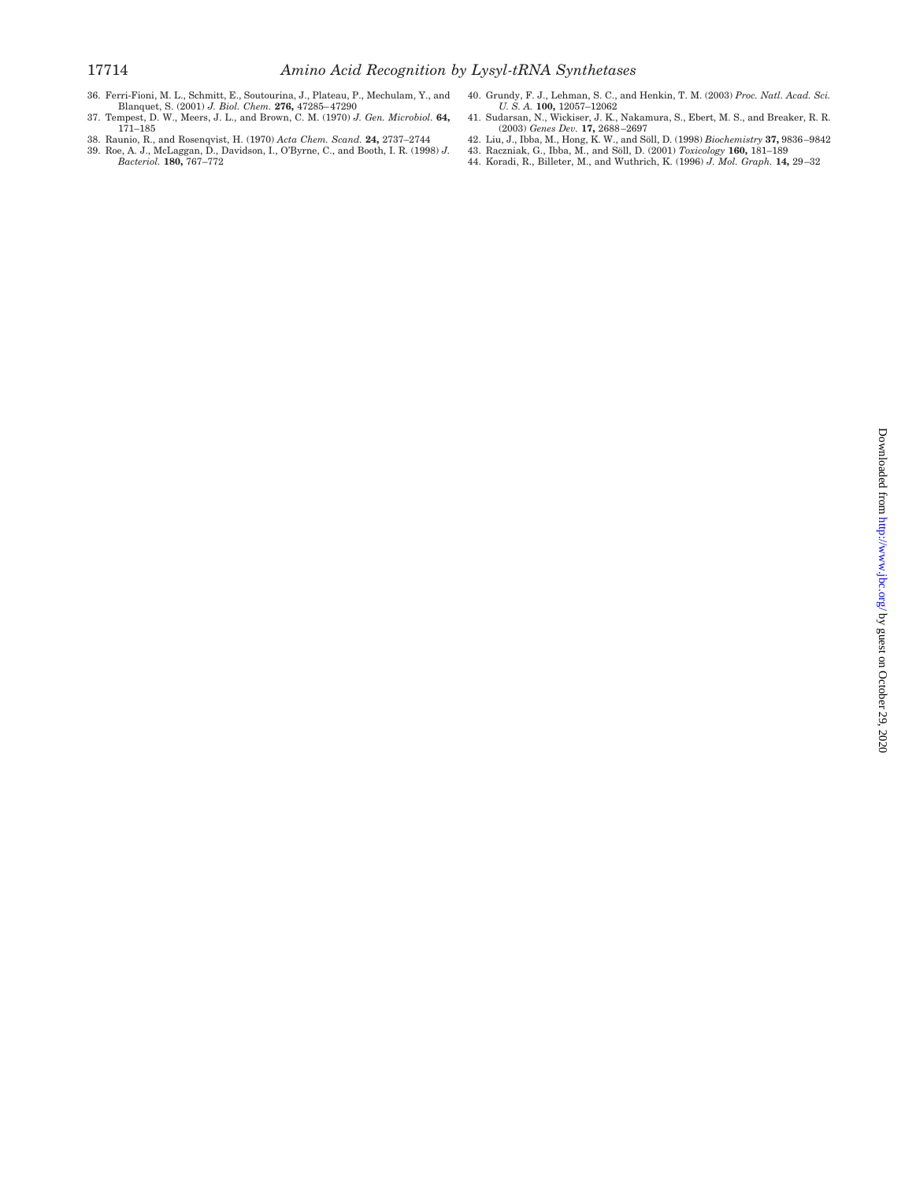36. Ferri-Fioni, M. L., Schmitt, E., Soutourina, J., Plateau, P., Mechulam, Y., and Blanquet, S. (2001) *J. Biol. Chem.* **276,** 47285–47290
37. Tempest, D. W., Meers, J. L., and Brown, C. M. (1970) *J. Gen. Microbiol.* **64,** 171–185
38. Raunio, R., and Rosenqvist, H. (1970) *Acta Chem. Scand.* **24,** 2737–2744
39. Roe, A. J., McLaggan, D., Davidson, I., O'Byrne, C., and Booth, I. R. (1998) *J. Bacteriol.* **180,** 767–772
40. Grundy, F. J., Lehman, S. C., and Henkin, T. M. (2003) *Proc. Natl. Acad. Sci. U. S. A.* **100,** 12057–12062
41. Sudarsan, N., Wickiser, J. K., Nakamura, S., Ebert, M. S., and Breaker, R. R. (2003) *Genes Dev.* **17,** 2688–2697
42. Liu, J., Ibba, M., Hong, K. W., and Söll, D. (1998) *Biochemistry* **37,** 9836–9842
43. Raczniak, G., Ibba, M., and Söll, D. (2001) *Toxicology* **160,** 181–189
44. Koradi, R., Billeter, M., and Wuthrich, K. (1996) *J. Mol. Graph.* **14,** 29–32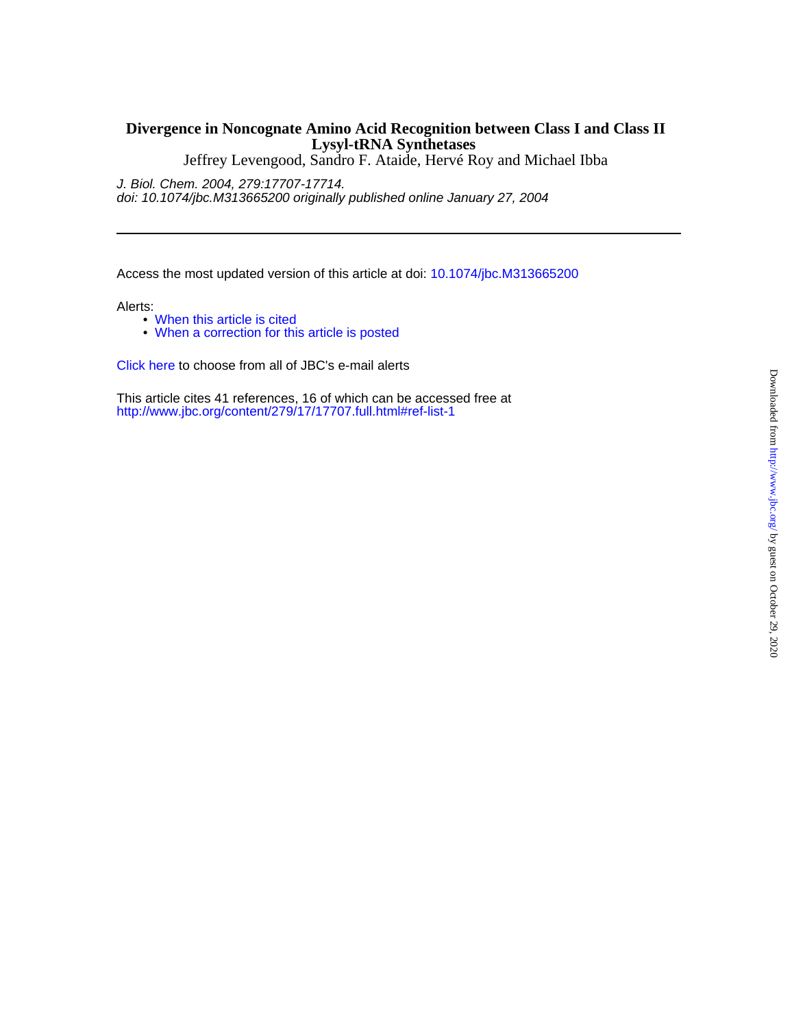# Divergence in Noncognate Amino Acid Recognition between Class I and Class II Lysyl-tRNA Synthetases

Jeffrey Levengood, Sandro F. Ataide, Hervé Roy and Michael Ibba

*J. Biol. Chem. 2004, 279:17707-17714.*
*doi: 10.1074/jbc.M313665200 originally published online January 27, 2004*

---

Access the most updated version of this article at doi: 10.1074/jbc.M313665200

Alerts:

- When this article is cited
- When a correction for this article is posted

Click here to choose from all of JBC's e-mail alerts

This article cites 41 references, 16 of which can be accessed free at
http://www.jbc.org/content/279/17/17707.full.html#ref-list-1

Downloaded from http://www.jbc.org/ by guest on October 29, 2020